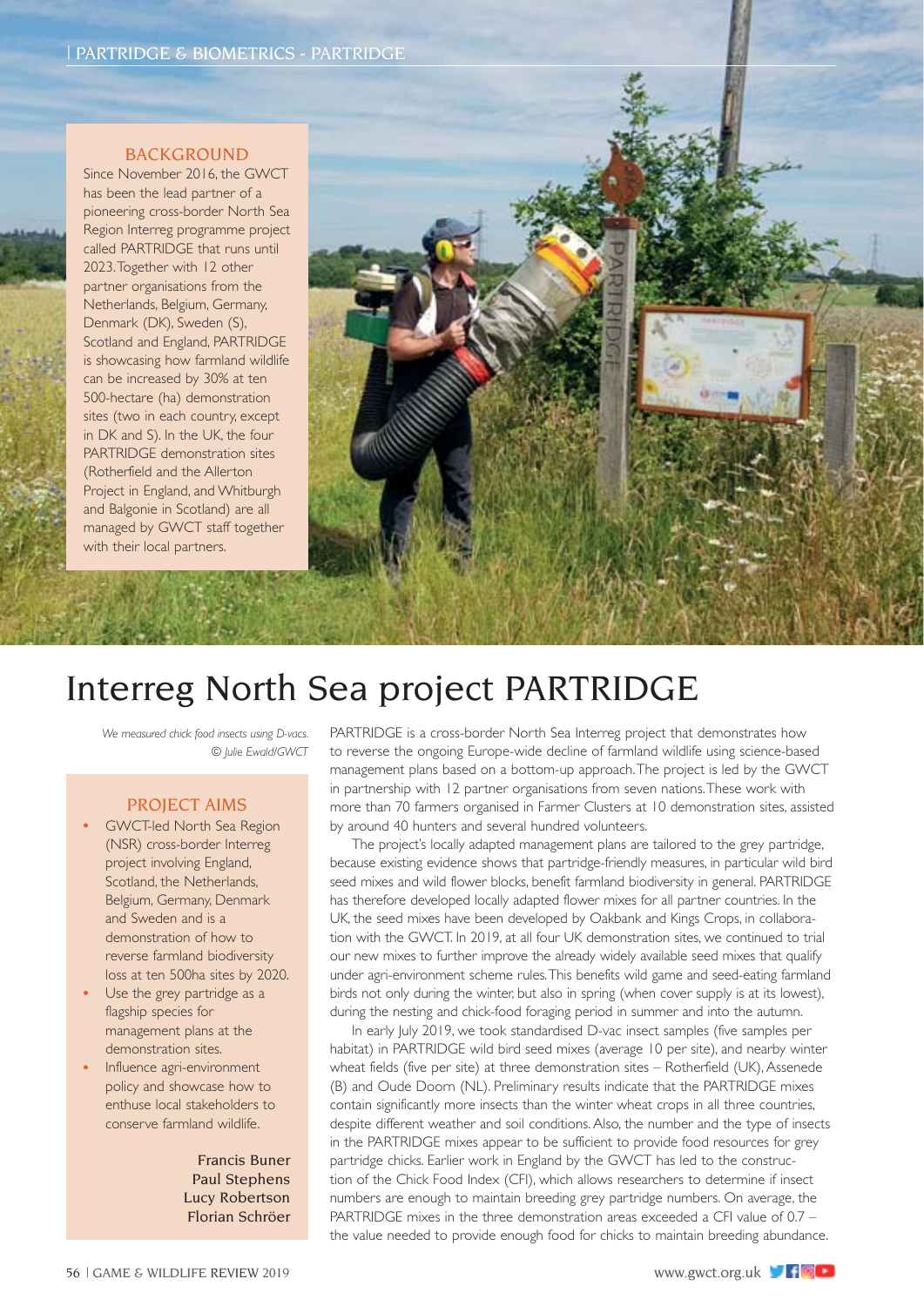## BACKGROUND

Since November 2016, the GWCT has been the lead partner of a pioneering cross-border North Sea Region Interreg programme project called PARTRIDGE that runs until 2023. Together with 12 other partner organisations from the Netherlands, Belgium, Germany, Denmark (DK), Sweden (S), Scotland and England, PARTRIDGE is showcasing how farmland wildlife can be increased by 30% at ten 500-hectare (ha) demonstration sites (two in each country, except in DK and S). In the UK, the four PARTRIDGE demonstration sites (Rotherfield and the Allerton Project in England, and Whitburgh and Balgonie in Scotland) are all managed by GWCT staff together with their local partners.

# Interreg North Sea project PARTRIDGE

*We measured chick food insects using D-vacs. © Julie Ewald/GWCT*

## PROJECT AIMS

- GWCT-led North Sea Region (NSR) cross-border Interreg project involving England, Scotland, the Netherlands, Belgium, Germany, Denmark and Sweden and is a demonstration of how to reverse farmland biodiversity loss at ten 500ha sites by 2020.
- Use the grey partridge as a flagship species for management plans at the demonstration sites.
- Influence agri-environment policy and showcase how to enthuse local stakeholders to conserve farmland wildlife.

Francis Buner
Paul Stephens
Lucy Robertson
Florian Schröer

PARTRIDGE is a cross-border North Sea Interreg project that demonstrates how to reverse the ongoing Europe-wide decline of farmland wildlife using science-based management plans based on a bottom-up approach. The project is led by the GWCT in partnership with 12 partner organisations from seven nations. These work with more than 70 farmers organised in Farmer Clusters at 10 demonstration sites, assisted by around 40 hunters and several hundred volunteers.

The project's locally adapted management plans are tailored to the grey partridge, because existing evidence shows that partridge-friendly measures, in particular wild bird seed mixes and wild flower blocks, benefit farmland biodiversity in general. PARTRIDGE has therefore developed locally adapted flower mixes for all partner countries. In the UK, the seed mixes have been developed by Oakbank and Kings Crops, in collaboration with the GWCT. In 2019, at all four UK demonstration sites, we continued to trial our new mixes to further improve the already widely available seed mixes that qualify under agri-environment scheme rules. This benefits wild game and seed-eating farmland birds not only during the winter, but also in spring (when cover supply is at its lowest), during the nesting and chick-food foraging period in summer and into the autumn.

In early July 2019, we took standardised D-vac insect samples (five samples per habitat) in PARTRIDGE wild bird seed mixes (average 10 per site), and nearby winter wheat fields (five per site) at three demonstration sites – Rotherfield (UK), Assenede (B) and Oude Doorn (NL). Preliminary results indicate that the PARTRIDGE mixes contain significantly more insects than the winter wheat crops in all three countries, despite different weather and soil conditions. Also, the number and the type of insects in the PARTRIDGE mixes appear to be sufficient to provide food resources for grey partridge chicks. Earlier work in England by the GWCT has led to the construction of the Chick Food Index (CFI), which allows researchers to determine if insect numbers are enough to maintain breeding grey partridge numbers. On average, the PARTRIDGE mixes in the three demonstration areas exceeded a CFI value of 0.7 – the value needed to provide enough food for chicks to maintain breeding abundance.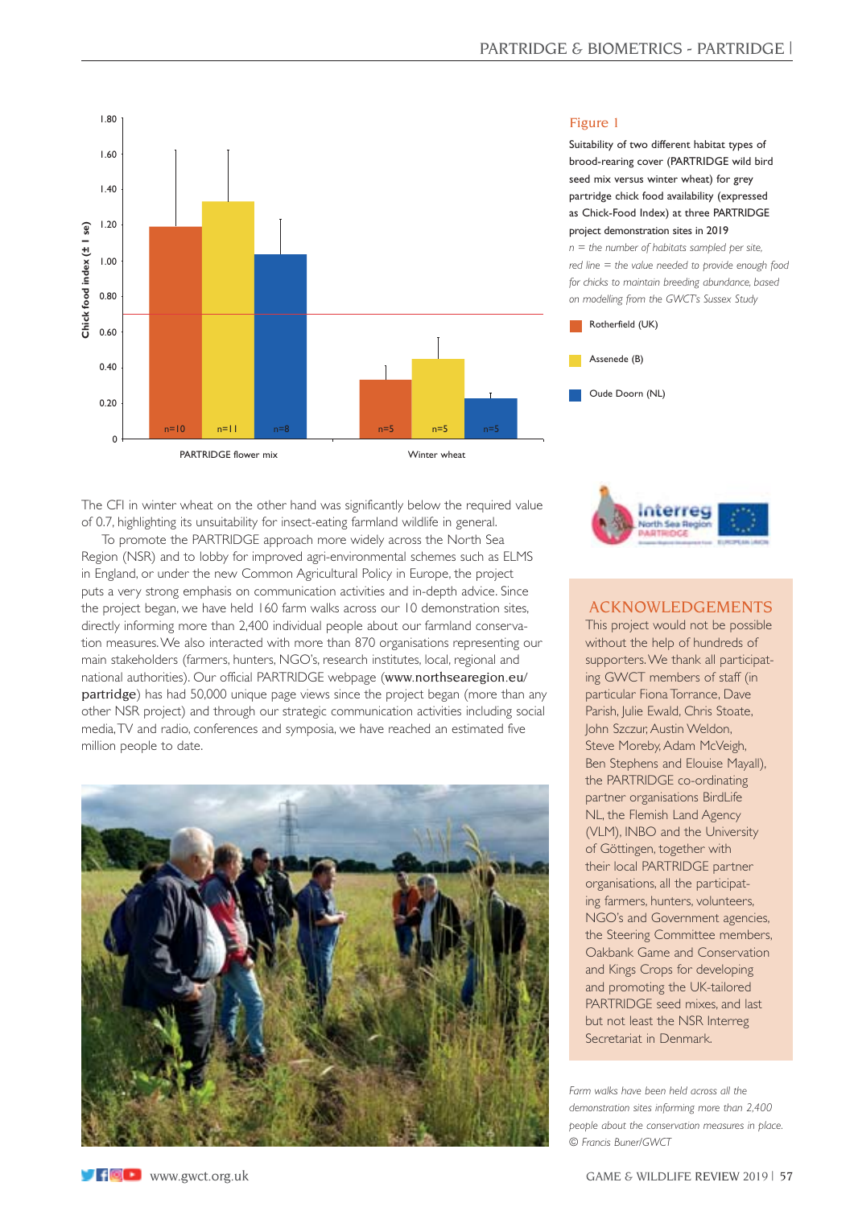1.80
1.60
1.40
1.20
1.00
0.80
0.60
0.40
0.20
0

Chick food index (± 1 se)

n=10 n=11 n=8 n=5 n=5 n=5

PARTRIDGE flower mix

Winter wheat

## Figure 1

Suitability of two different habitat types of brood-rearing cover (PARTRIDGE wild bird seed mix versus winter wheat) for grey partridge chick food availability (expressed as Chick-Food Index) at three PARTRIDGE project demonstration sites in 2019

*n = the number of habitats sampled per site, red line = the value needed to provide enough food for chicks to maintain breeding abundance, based on modelling from the GWCT's Sussex Study*

Rotherfield (UK)

Assenede (B)

Oude Doorn (NL)

The CFI in winter wheat on the other hand was significantly below the required value of 0.7, highlighting its unsuitability for insect-eating farmland wildlife in general.

To promote the PARTRIDGE approach more widely across the North Sea Region (NSR) and to lobby for improved agri-environmental schemes such as ELMS in England, or under the new Common Agricultural Policy in Europe, the project puts a very strong emphasis on communication activities and in-depth advice. Since the project began, we have held 160 farm walks across our 10 demonstration sites, directly informing more than 2,400 individual people about our farmland conservation measures. We also interacted with more than 870 organisations representing our main stakeholders (farmers, hunters, NGO's, research institutes, local, regional and national authorities). Our official PARTRIDGE webpage (**www.northsearegion.eu/partridge**) has had 50,000 unique page views since the project began (more than any other NSR project) and through our strategic communication activities including social media, TV and radio, conferences and symposia, we have reached an estimated five million people to date.

*Farm walks have been held across all the demonstration sites informing more than 2,400 people about the conservation measures in place. © Francis Buner/GWCT*

## ACKNOWLEDGEMENTS

This project would not be possible without the help of hundreds of supporters. We thank all participating GWCT members of staff (in particular Fiona Torrance, Dave Parish, Julie Ewald, Chris Stoate, John Szczur, Austin Weldon, Steve Moreby, Adam McVeigh, Ben Stephens and Elouise Mayall), the PARTRIDGE co-ordinating partner organisations BirdLife NL, the Flemish Land Agency (VLM), INBO and the University of Göttingen, together with their local PARTRIDGE partner organisations, all the participating farmers, hunters, volunteers, NGO's and Government agencies, the Steering Committee members, Oakbank Game and Conservation and Kings Crops for developing and promoting the UK-tailored PARTRIDGE seed mixes, and last but not least the NSR Interreg Secretariat in Denmark.